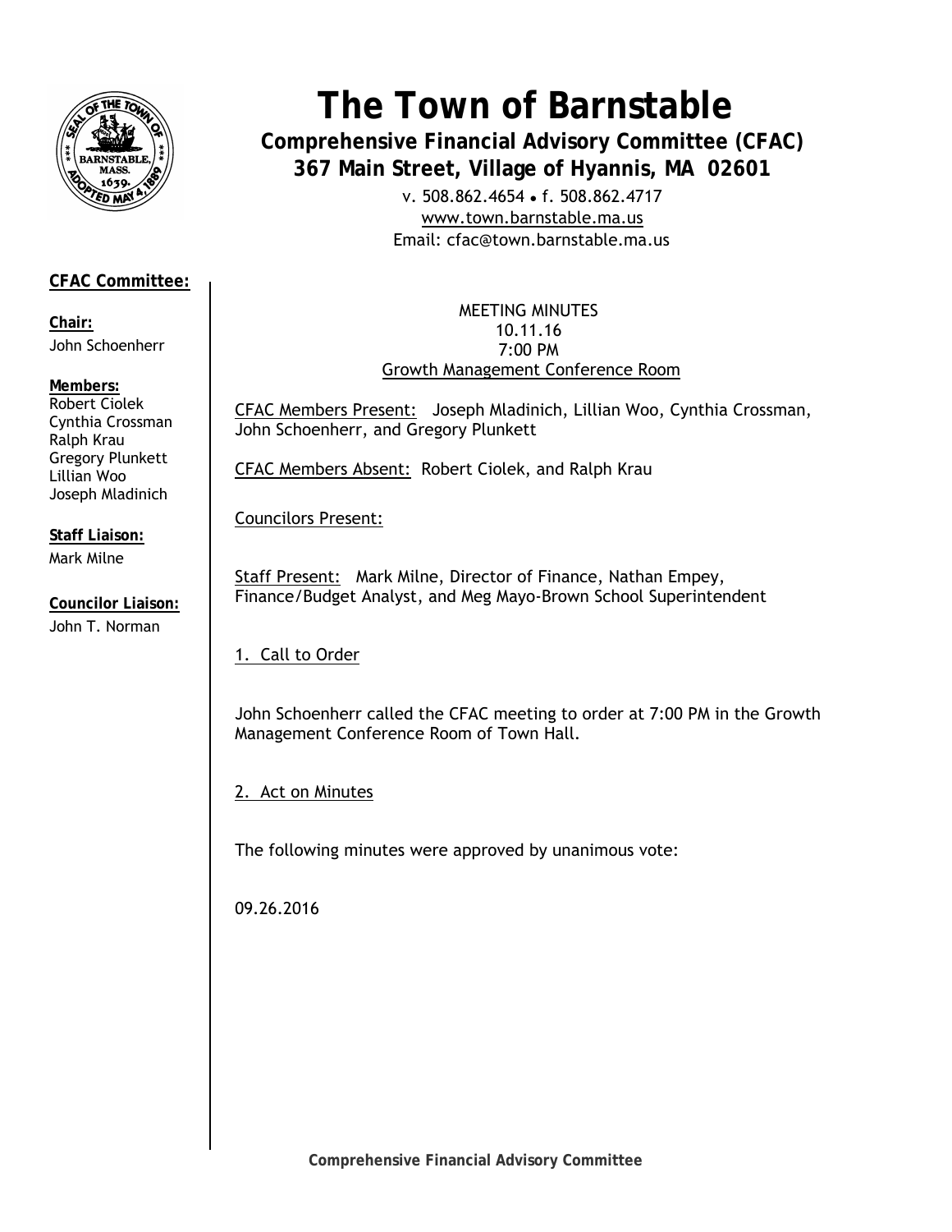# The Town of Barnstable

## Comprehensive Financial Advisory Committee (CFAC)

**367 Main Street, Village of Hyannis, MA 02601**

v. 508.862.4654 • f. 508.862.4717
www.town.barnstable.ma.us
Email: cfac@town.barnstable.ma.us

**CFAC Committee:**

**Chair:**
John Schoenherr

**Members:**
Robert Ciolek
Cynthia Crossman
Ralph Krau
Gregory Plunkett
Lillian Woo
Joseph Mladinich

**Staff Liaison:**
Mark Milne

**Councilor Liaison:**
John T. Norman

MEETING MINUTES
10.11.16
7:00 PM
Growth Management Conference Room

CFAC Members Present: Joseph Mladinich, Lillian Woo, Cynthia Crossman, John Schoenherr, and Gregory Plunkett

CFAC Members Absent: Robert Ciolek, and Ralph Krau

Councilors Present:

Staff Present: Mark Milne, Director of Finance, Nathan Empey, Finance/Budget Analyst, and Meg Mayo-Brown School Superintendent

1. Call to Order

John Schoenherr called the CFAC meeting to order at 7:00 PM in the Growth Management Conference Room of Town Hall.

2. Act on Minutes

The following minutes were approved by unanimous vote:

09.26.2016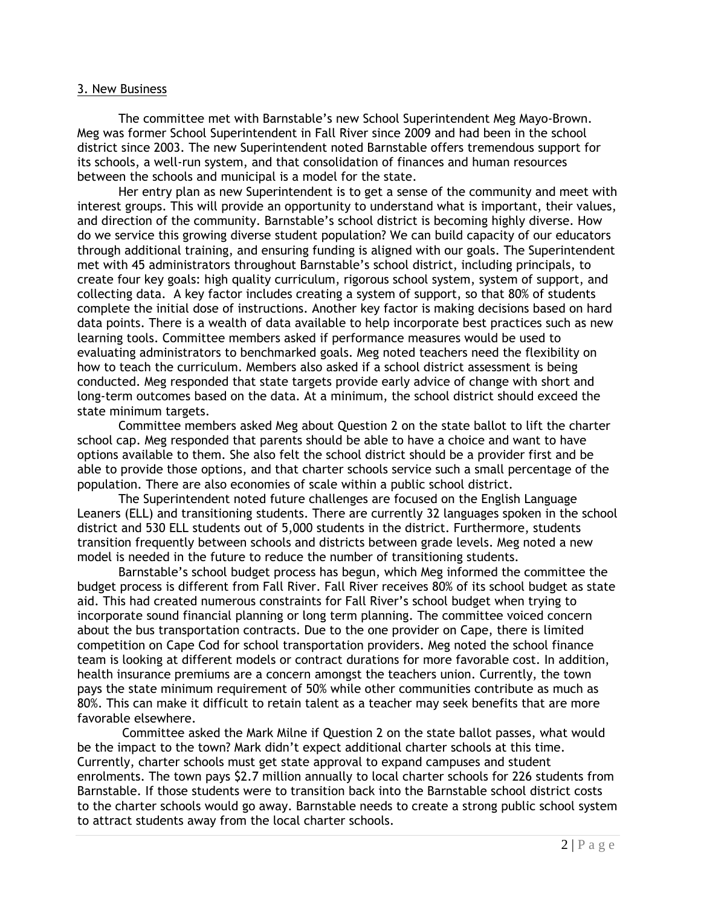3. New Business

The committee met with Barnstable's new School Superintendent Meg Mayo-Brown. Meg was former School Superintendent in Fall River since 2009 and had been in the school district since 2003. The new Superintendent noted Barnstable offers tremendous support for its schools, a well-run system, and that consolidation of finances and human resources between the schools and municipal is a model for the state.

Her entry plan as new Superintendent is to get a sense of the community and meet with interest groups. This will provide an opportunity to understand what is important, their values, and direction of the community. Barnstable's school district is becoming highly diverse. How do we service this growing diverse student population? We can build capacity of our educators through additional training, and ensuring funding is aligned with our goals. The Superintendent met with 45 administrators throughout Barnstable's school district, including principals, to create four key goals: high quality curriculum, rigorous school system, system of support, and collecting data. A key factor includes creating a system of support, so that 80% of students complete the initial dose of instructions. Another key factor is making decisions based on hard data points. There is a wealth of data available to help incorporate best practices such as new learning tools. Committee members asked if performance measures would be used to evaluating administrators to benchmarked goals. Meg noted teachers need the flexibility on how to teach the curriculum. Members also asked if a school district assessment is being conducted. Meg responded that state targets provide early advice of change with short and long-term outcomes based on the data. At a minimum, the school district should exceed the state minimum targets.

Committee members asked Meg about Question 2 on the state ballot to lift the charter school cap. Meg responded that parents should be able to have a choice and want to have options available to them. She also felt the school district should be a provider first and be able to provide those options, and that charter schools service such a small percentage of the population. There are also economies of scale within a public school district.

The Superintendent noted future challenges are focused on the English Language Leaners (ELL) and transitioning students. There are currently 32 languages spoken in the school district and 530 ELL students out of 5,000 students in the district. Furthermore, students transition frequently between schools and districts between grade levels. Meg noted a new model is needed in the future to reduce the number of transitioning students.

Barnstable's school budget process has begun, which Meg informed the committee the budget process is different from Fall River. Fall River receives 80% of its school budget as state aid. This had created numerous constraints for Fall River's school budget when trying to incorporate sound financial planning or long term planning. The committee voiced concern about the bus transportation contracts. Due to the one provider on Cape, there is limited competition on Cape Cod for school transportation providers. Meg noted the school finance team is looking at different models or contract durations for more favorable cost. In addition, health insurance premiums are a concern amongst the teachers union. Currently, the town pays the state minimum requirement of 50% while other communities contribute as much as 80%. This can make it difficult to retain talent as a teacher may seek benefits that are more favorable elsewhere.

Committee asked the Mark Milne if Question 2 on the state ballot passes, what would be the impact to the town? Mark didn't expect additional charter schools at this time. Currently, charter schools must get state approval to expand campuses and student enrolments. The town pays $2.7 million annually to local charter schools for 226 students from Barnstable. If those students were to transition back into the Barnstable school district costs to the charter schools would go away. Barnstable needs to create a strong public school system to attract students away from the local charter schools.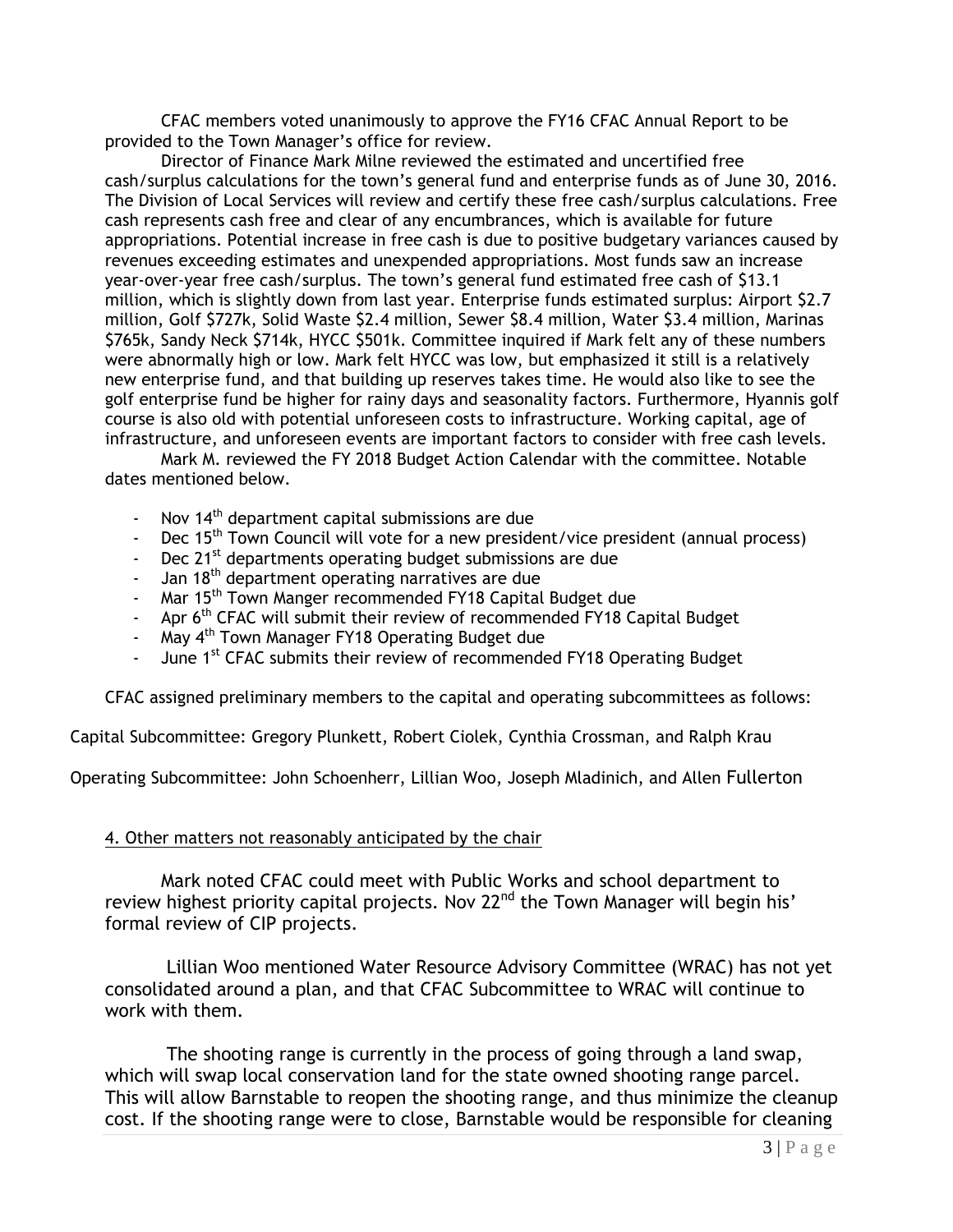CFAC members voted unanimously to approve the FY16 CFAC Annual Report to be provided to the Town Manager's office for review.

Director of Finance Mark Milne reviewed the estimated and uncertified free cash/surplus calculations for the town's general fund and enterprise funds as of June 30, 2016. The Division of Local Services will review and certify these free cash/surplus calculations. Free cash represents cash free and clear of any encumbrances, which is available for future appropriations. Potential increase in free cash is due to positive budgetary variances caused by revenues exceeding estimates and unexpended appropriations. Most funds saw an increase year-over-year free cash/surplus. The town's general fund estimated free cash of $13.1 million, which is slightly down from last year. Enterprise funds estimated surplus: Airport $2.7 million, Golf $727k, Solid Waste $2.4 million, Sewer $8.4 million, Water $3.4 million, Marinas $765k, Sandy Neck $714k, HYCC $501k. Committee inquired if Mark felt any of these numbers were abnormally high or low. Mark felt HYCC was low, but emphasized it still is a relatively new enterprise fund, and that building up reserves takes time. He would also like to see the golf enterprise fund be higher for rainy days and seasonality factors. Furthermore, Hyannis golf course is also old with potential unforeseen costs to infrastructure. Working capital, age of infrastructure, and unforeseen events are important factors to consider with free cash levels.

Mark M. reviewed the FY 2018 Budget Action Calendar with the committee. Notable dates mentioned below.

- Nov 14th department capital submissions are due
- Dec 15th Town Council will vote for a new president/vice president (annual process)
- Dec 21st departments operating budget submissions are due
- Jan 18th department operating narratives are due
- Mar 15th Town Manger recommended FY18 Capital Budget due
- Apr 6th CFAC will submit their review of recommended FY18 Capital Budget
- May 4th Town Manager FY18 Operating Budget due
- June 1st CFAC submits their review of recommended FY18 Operating Budget

CFAC assigned preliminary members to the capital and operating subcommittees as follows:

Capital Subcommittee: Gregory Plunkett, Robert Ciolek, Cynthia Crossman, and Ralph Krau

Operating Subcommittee: John Schoenherr, Lillian Woo, Joseph Mladinich, and Allen Fullerton

4. Other matters not reasonably anticipated by the chair

Mark noted CFAC could meet with Public Works and school department to review highest priority capital projects. Nov 22nd the Town Manager will begin his' formal review of CIP projects.

Lillian Woo mentioned Water Resource Advisory Committee (WRAC) has not yet consolidated around a plan, and that CFAC Subcommittee to WRAC will continue to work with them.

The shooting range is currently in the process of going through a land swap, which will swap local conservation land for the state owned shooting range parcel. This will allow Barnstable to reopen the shooting range, and thus minimize the cleanup cost. If the shooting range were to close, Barnstable would be responsible for cleaning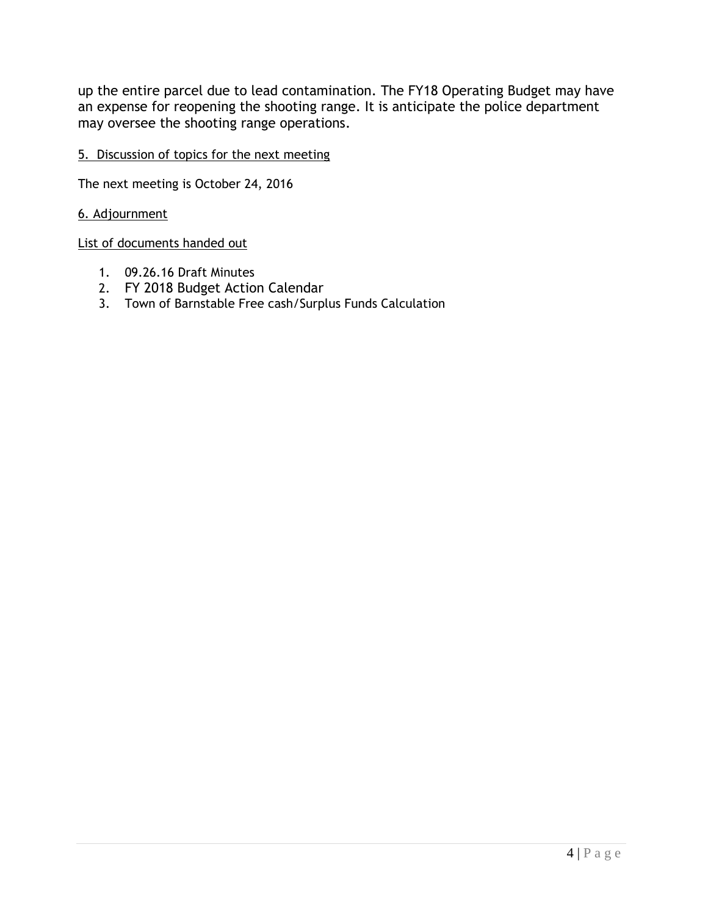up the entire parcel due to lead contamination. The FY18 Operating Budget may have an expense for reopening the shooting range. It is anticipate the police department may oversee the shooting range operations.

5. Discussion of topics for the next meeting

The next meeting is October 24, 2016

6. Adjournment

List of documents handed out

1. 09.26.16 Draft Minutes
2. FY 2018 Budget Action Calendar
3. Town of Barnstable Free cash/Surplus Funds Calculation